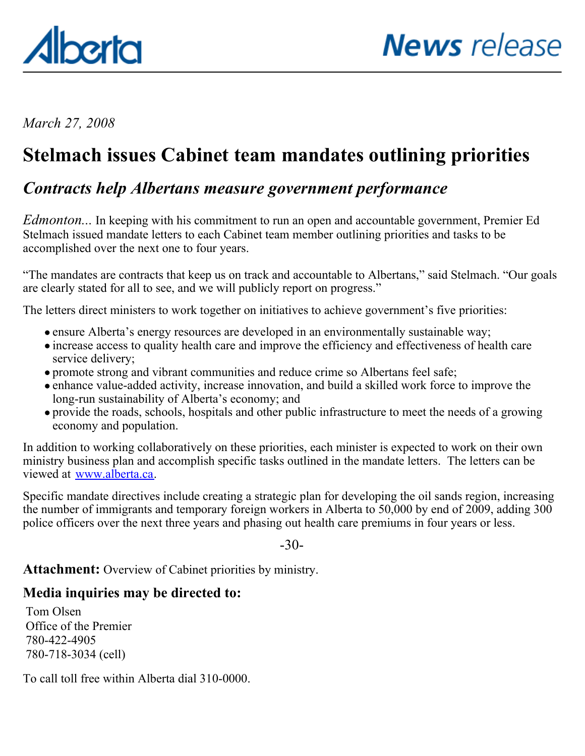Alberta

News release

*March 27, 2008*

# Stelmach issues Cabinet team mandates outlining priorities

## *Contracts help Albertans measure government performance*

*Edmonton...* In keeping with his commitment to run an open and accountable government, Premier Ed Stelmach issued mandate letters to each Cabinet team member outlining priorities and tasks to be accomplished over the next one to four years.

"The mandates are contracts that keep us on track and accountable to Albertans," said Stelmach. "Our goals are clearly stated for all to see, and we will publicly report on progress."

The letters direct ministers to work together on initiatives to achieve government's five priorities:

- ensure Alberta's energy resources are developed in an environmentally sustainable way;
- increase access to quality health care and improve the efficiency and effectiveness of health care service delivery;
- promote strong and vibrant communities and reduce crime so Albertans feel safe;
- enhance value-added activity, increase innovation, and build a skilled work force to improve the long-run sustainability of Alberta's economy; and
- provide the roads, schools, hospitals and other public infrastructure to meet the needs of a growing economy and population.

In addition to working collaboratively on these priorities, each minister is expected to work on their own ministry business plan and accomplish specific tasks outlined in the mandate letters. The letters can be viewed at [www.alberta.ca](http://www.alberta.ca).

Specific mandate directives include creating a strategic plan for developing the oil sands region, increasing the number of immigrants and temporary foreign workers in Alberta to 50,000 by end of 2009, adding 300 police officers over the next three years and phasing out health care premiums in four years or less.

-30-

**Attachment:** Overview of Cabinet priorities by ministry.

### Media inquiries may be directed to:

Tom Olsen
Office of the Premier
780-422-4905
780-718-3034 (cell)

To call toll free within Alberta dial 310-0000.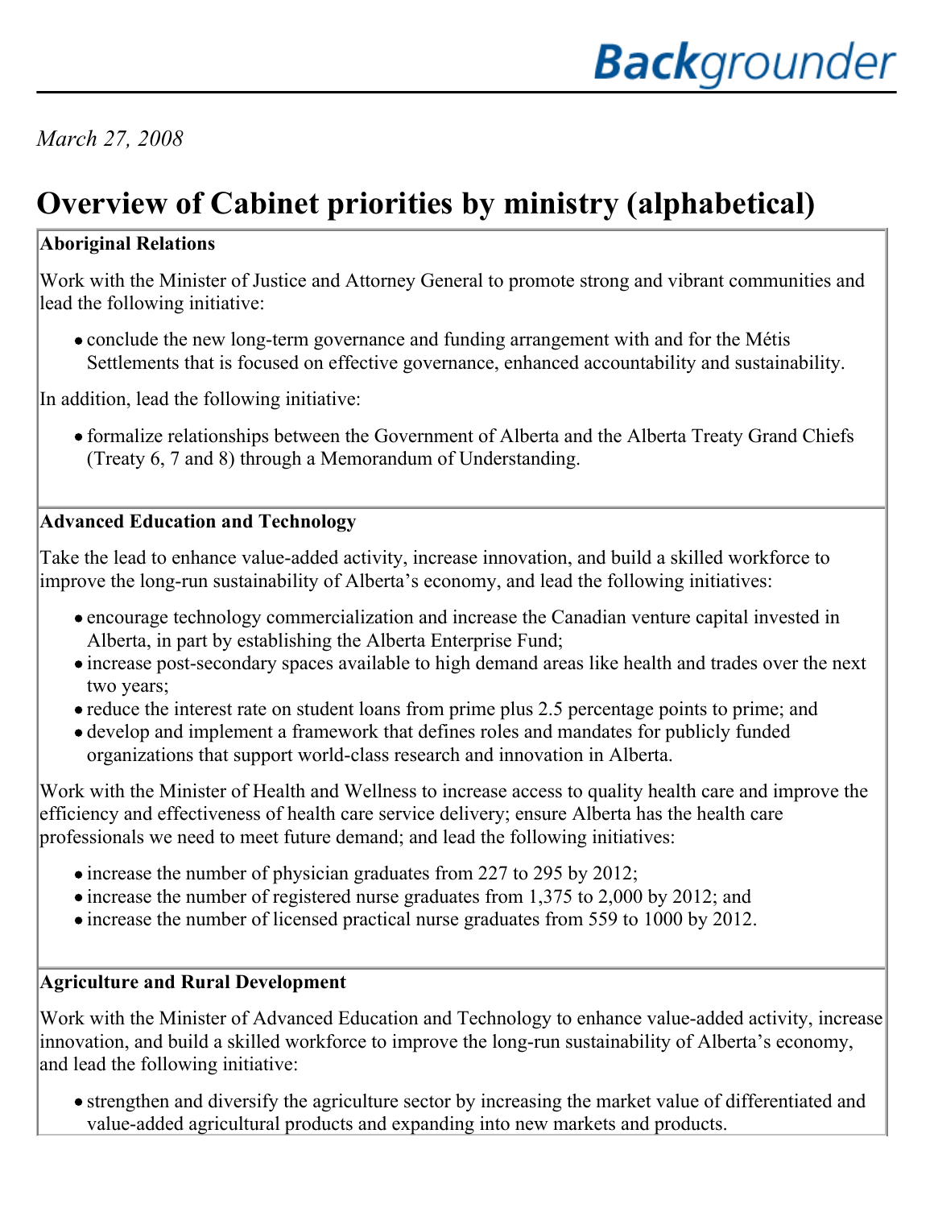*March 27, 2008*

# Overview of Cabinet priorities by ministry (alphabetical)

**Aboriginal Relations**

Work with the Minister of Justice and Attorney General to promote strong and vibrant communities and lead the following initiative:

- conclude the new long-term governance and funding arrangement with and for the Métis Settlements that is focused on effective governance, enhanced accountability and sustainability.

In addition, lead the following initiative:

- formalize relationships between the Government of Alberta and the Alberta Treaty Grand Chiefs (Treaty 6, 7 and 8) through a Memorandum of Understanding.

**Advanced Education and Technology**

Take the lead to enhance value-added activity, increase innovation, and build a skilled workforce to improve the long-run sustainability of Alberta's economy, and lead the following initiatives:

- encourage technology commercialization and increase the Canadian venture capital invested in Alberta, in part by establishing the Alberta Enterprise Fund;
- increase post-secondary spaces available to high demand areas like health and trades over the next two years;
- reduce the interest rate on student loans from prime plus 2.5 percentage points to prime; and
- develop and implement a framework that defines roles and mandates for publicly funded organizations that support world-class research and innovation in Alberta.

Work with the Minister of Health and Wellness to increase access to quality health care and improve the efficiency and effectiveness of health care service delivery; ensure Alberta has the health care professionals we need to meet future demand; and lead the following initiatives:

- increase the number of physician graduates from 227 to 295 by 2012;
- increase the number of registered nurse graduates from 1,375 to 2,000 by 2012; and
- increase the number of licensed practical nurse graduates from 559 to 1000 by 2012.

**Agriculture and Rural Development**

Work with the Minister of Advanced Education and Technology to enhance value-added activity, increase innovation, and build a skilled workforce to improve the long-run sustainability of Alberta's economy, and lead the following initiative:

- strengthen and diversify the agriculture sector by increasing the market value of differentiated and value-added agricultural products and expanding into new markets and products.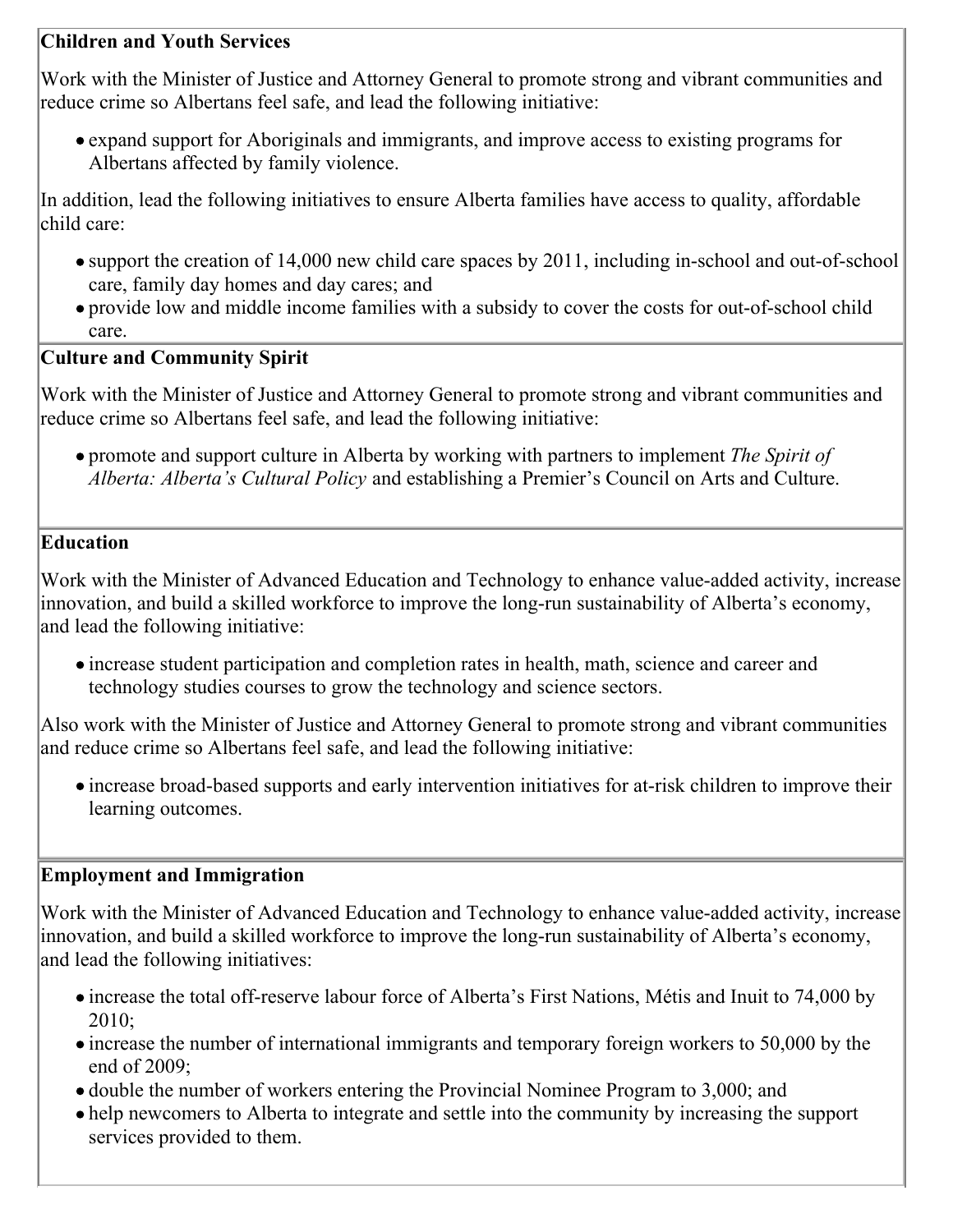**Children and Youth Services**

Work with the Minister of Justice and Attorney General to promote strong and vibrant communities and reduce crime so Albertans feel safe, and lead the following initiative:

- expand support for Aboriginals and immigrants, and improve access to existing programs for Albertans affected by family violence.

In addition, lead the following initiatives to ensure Alberta families have access to quality, affordable child care:

- support the creation of 14,000 new child care spaces by 2011, including in-school and out-of-school care, family day homes and day cares; and
- provide low and middle income families with a subsidy to cover the costs for out-of-school child care.

**Culture and Community Spirit**

Work with the Minister of Justice and Attorney General to promote strong and vibrant communities and reduce crime so Albertans feel safe, and lead the following initiative:

- promote and support culture in Alberta by working with partners to implement *The Spirit of Alberta: Alberta's Cultural Policy* and establishing a Premier's Council on Arts and Culture.

**Education**

Work with the Minister of Advanced Education and Technology to enhance value-added activity, increase innovation, and build a skilled workforce to improve the long-run sustainability of Alberta's economy, and lead the following initiative:

- increase student participation and completion rates in health, math, science and career and technology studies courses to grow the technology and science sectors.

Also work with the Minister of Justice and Attorney General to promote strong and vibrant communities and reduce crime so Albertans feel safe, and lead the following initiative:

- increase broad-based supports and early intervention initiatives for at-risk children to improve their learning outcomes.

**Employment and Immigration**

Work with the Minister of Advanced Education and Technology to enhance value-added activity, increase innovation, and build a skilled workforce to improve the long-run sustainability of Alberta's economy, and lead the following initiatives:

- increase the total off-reserve labour force of Alberta's First Nations, Métis and Inuit to 74,000 by 2010;
- increase the number of international immigrants and temporary foreign workers to 50,000 by the end of 2009;
- double the number of workers entering the Provincial Nominee Program to 3,000; and
- help newcomers to Alberta to integrate and settle into the community by increasing the support services provided to them.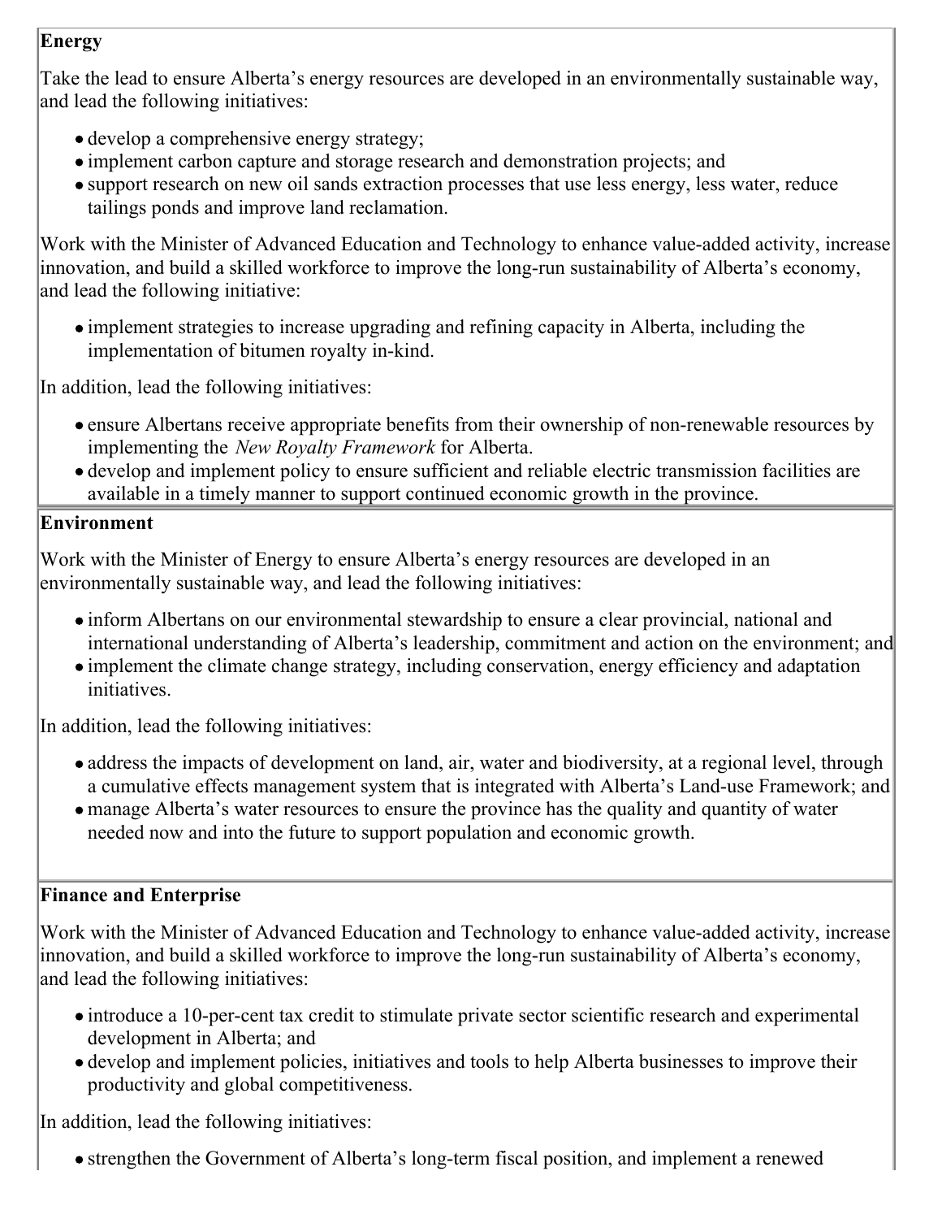**Energy**

Take the lead to ensure Alberta's energy resources are developed in an environmentally sustainable way, and lead the following initiatives:

- develop a comprehensive energy strategy;
- implement carbon capture and storage research and demonstration projects; and
- support research on new oil sands extraction processes that use less energy, less water, reduce tailings ponds and improve land reclamation.

Work with the Minister of Advanced Education and Technology to enhance value-added activity, increase innovation, and build a skilled workforce to improve the long-run sustainability of Alberta's economy, and lead the following initiative:

- implement strategies to increase upgrading and refining capacity in Alberta, including the implementation of bitumen royalty in-kind.

In addition, lead the following initiatives:

- ensure Albertans receive appropriate benefits from their ownership of non-renewable resources by implementing the *New Royalty Framework* for Alberta.
- develop and implement policy to ensure sufficient and reliable electric transmission facilities are available in a timely manner to support continued economic growth in the province.

**Environment**

Work with the Minister of Energy to ensure Alberta's energy resources are developed in an environmentally sustainable way, and lead the following initiatives:

- inform Albertans on our environmental stewardship to ensure a clear provincial, national and international understanding of Alberta's leadership, commitment and action on the environment; and
- implement the climate change strategy, including conservation, energy efficiency and adaptation initiatives.

In addition, lead the following initiatives:

- address the impacts of development on land, air, water and biodiversity, at a regional level, through a cumulative effects management system that is integrated with Alberta's Land-use Framework; and
- manage Alberta's water resources to ensure the province has the quality and quantity of water needed now and into the future to support population and economic growth.

**Finance and Enterprise**

Work with the Minister of Advanced Education and Technology to enhance value-added activity, increase innovation, and build a skilled workforce to improve the long-run sustainability of Alberta's economy, and lead the following initiatives:

- introduce a 10-per-cent tax credit to stimulate private sector scientific research and experimental development in Alberta; and
- develop and implement policies, initiatives and tools to help Alberta businesses to improve their productivity and global competitiveness.

In addition, lead the following initiatives:

- strengthen the Government of Alberta's long-term fiscal position, and implement a renewed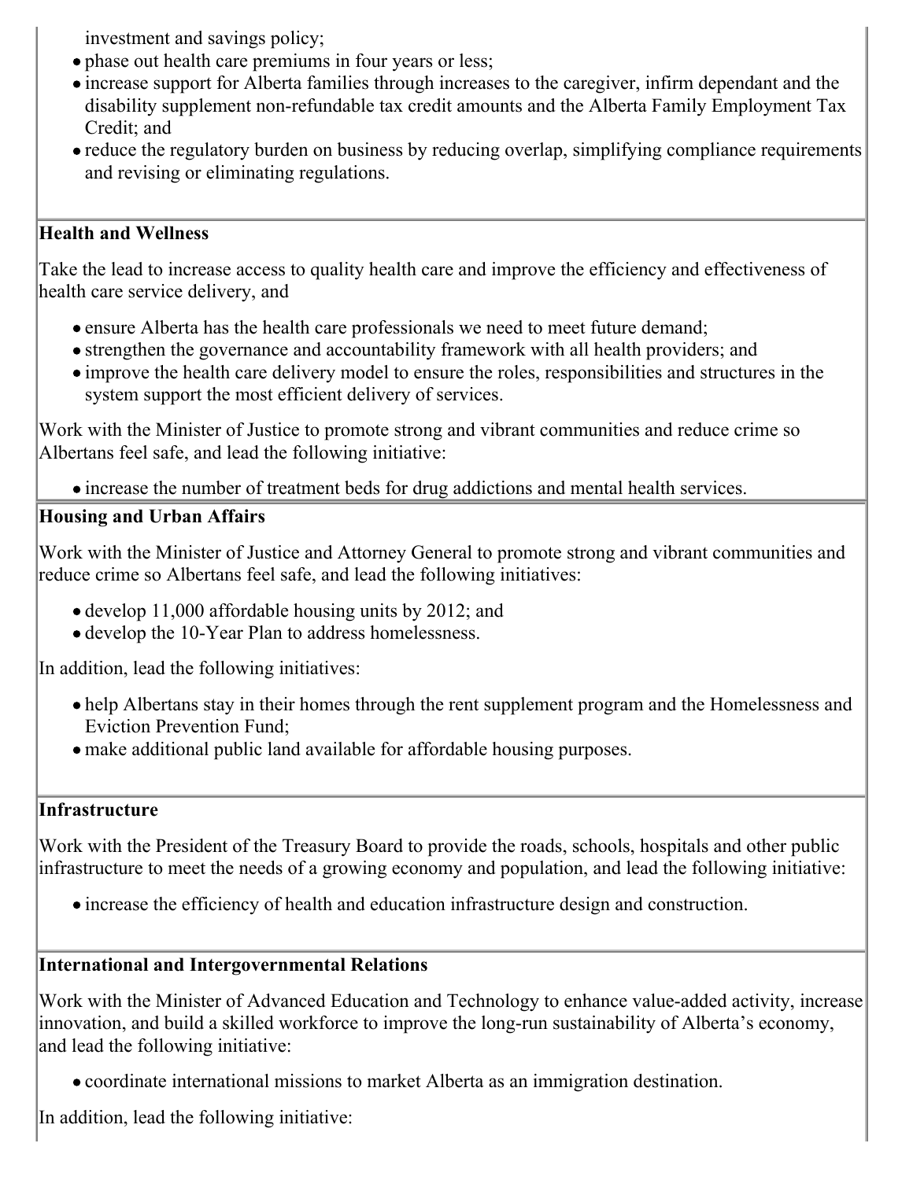investment and savings policy;

- phase out health care premiums in four years or less;
- increase support for Alberta families through increases to the caregiver, infirm dependant and the disability supplement non-refundable tax credit amounts and the Alberta Family Employment Tax Credit; and
- reduce the regulatory burden on business by reducing overlap, simplifying compliance requirements and revising or eliminating regulations.

**Health and Wellness**

Take the lead to increase access to quality health care and improve the efficiency and effectiveness of health care service delivery, and

- ensure Alberta has the health care professionals we need to meet future demand;
- strengthen the governance and accountability framework with all health providers; and
- improve the health care delivery model to ensure the roles, responsibilities and structures in the system support the most efficient delivery of services.

Work with the Minister of Justice to promote strong and vibrant communities and reduce crime so Albertans feel safe, and lead the following initiative:

- increase the number of treatment beds for drug addictions and mental health services.

**Housing and Urban Affairs**

Work with the Minister of Justice and Attorney General to promote strong and vibrant communities and reduce crime so Albertans feel safe, and lead the following initiatives:

- develop 11,000 affordable housing units by 2012; and
- develop the 10-Year Plan to address homelessness.

In addition, lead the following initiatives:

- help Albertans stay in their homes through the rent supplement program and the Homelessness and Eviction Prevention Fund;
- make additional public land available for affordable housing purposes.

**Infrastructure**

Work with the President of the Treasury Board to provide the roads, schools, hospitals and other public infrastructure to meet the needs of a growing economy and population, and lead the following initiative:

- increase the efficiency of health and education infrastructure design and construction.

**International and Intergovernmental Relations**

Work with the Minister of Advanced Education and Technology to enhance value-added activity, increase innovation, and build a skilled workforce to improve the long-run sustainability of Alberta's economy, and lead the following initiative:

- coordinate international missions to market Alberta as an immigration destination.

In addition, lead the following initiative: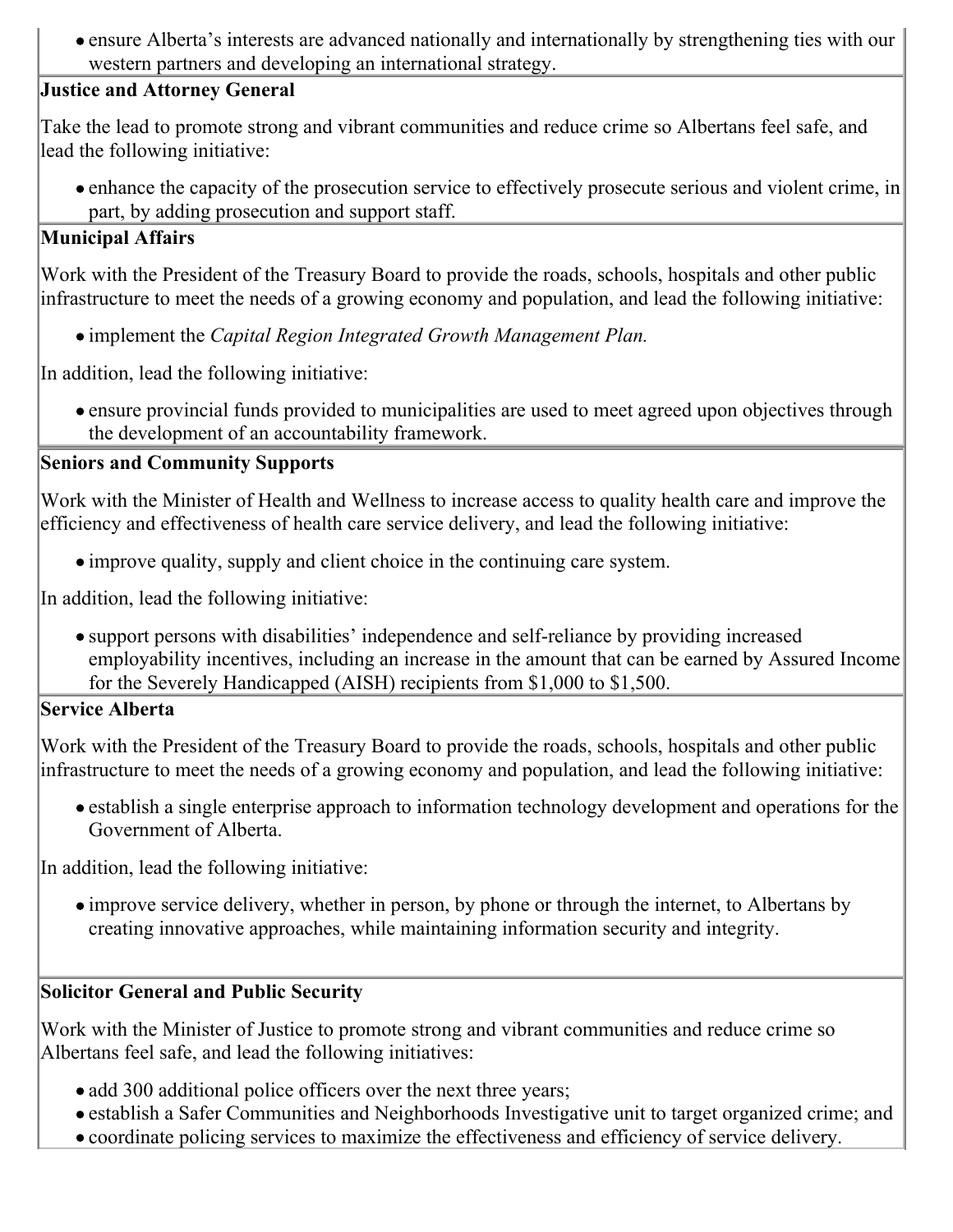- ensure Alberta's interests are advanced nationally and internationally by strengthening ties with our western partners and developing an international strategy.

**Justice and Attorney General**

Take the lead to promote strong and vibrant communities and reduce crime so Albertans feel safe, and lead the following initiative:

- enhance the capacity of the prosecution service to effectively prosecute serious and violent crime, in part, by adding prosecution and support staff.

**Municipal Affairs**

Work with the President of the Treasury Board to provide the roads, schools, hospitals and other public infrastructure to meet the needs of a growing economy and population, and lead the following initiative:

- implement the *Capital Region Integrated Growth Management Plan.*

In addition, lead the following initiative:

- ensure provincial funds provided to municipalities are used to meet agreed upon objectives through the development of an accountability framework.

**Seniors and Community Supports**

Work with the Minister of Health and Wellness to increase access to quality health care and improve the efficiency and effectiveness of health care service delivery, and lead the following initiative:

- improve quality, supply and client choice in the continuing care system.

In addition, lead the following initiative:

- support persons with disabilities' independence and self-reliance by providing increased employability incentives, including an increase in the amount that can be earned by Assured Income for the Severely Handicapped (AISH) recipients from $1,000 to $1,500.

**Service Alberta**

Work with the President of the Treasury Board to provide the roads, schools, hospitals and other public infrastructure to meet the needs of a growing economy and population, and lead the following initiative:

- establish a single enterprise approach to information technology development and operations for the Government of Alberta.

In addition, lead the following initiative:

- improve service delivery, whether in person, by phone or through the internet, to Albertans by creating innovative approaches, while maintaining information security and integrity.

**Solicitor General and Public Security**

Work with the Minister of Justice to promote strong and vibrant communities and reduce crime so Albertans feel safe, and lead the following initiatives:

- add 300 additional police officers over the next three years;
- establish a Safer Communities and Neighborhoods Investigative unit to target organized crime; and
- coordinate policing services to maximize the effectiveness and efficiency of service delivery.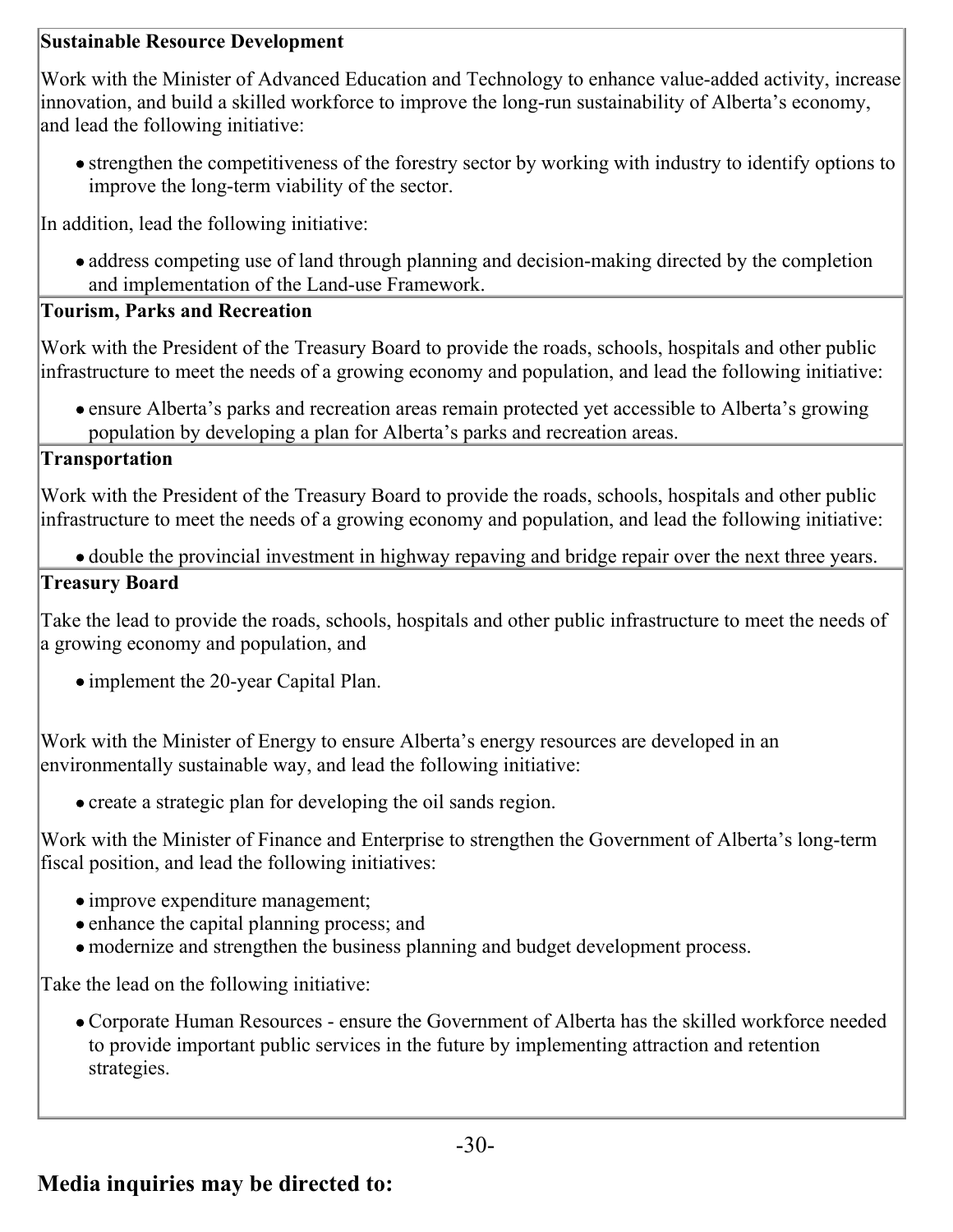**Sustainable Resource Development**

Work with the Minister of Advanced Education and Technology to enhance value-added activity, increase innovation, and build a skilled workforce to improve the long-run sustainability of Alberta's economy, and lead the following initiative:

- strengthen the competitiveness of the forestry sector by working with industry to identify options to improve the long-term viability of the sector.

In addition, lead the following initiative:

- address competing use of land through planning and decision-making directed by the completion and implementation of the Land-use Framework.

**Tourism, Parks and Recreation**

Work with the President of the Treasury Board to provide the roads, schools, hospitals and other public infrastructure to meet the needs of a growing economy and population, and lead the following initiative:

- ensure Alberta's parks and recreation areas remain protected yet accessible to Alberta's growing population by developing a plan for Alberta's parks and recreation areas.

**Transportation**

Work with the President of the Treasury Board to provide the roads, schools, hospitals and other public infrastructure to meet the needs of a growing economy and population, and lead the following initiative:

- double the provincial investment in highway repaving and bridge repair over the next three years.

**Treasury Board**

Take the lead to provide the roads, schools, hospitals and other public infrastructure to meet the needs of a growing economy and population, and

- implement the 20-year Capital Plan.

Work with the Minister of Energy to ensure Alberta's energy resources are developed in an environmentally sustainable way, and lead the following initiative:

- create a strategic plan for developing the oil sands region.

Work with the Minister of Finance and Enterprise to strengthen the Government of Alberta's long-term fiscal position, and lead the following initiatives:

- improve expenditure management;
- enhance the capital planning process; and
- modernize and strengthen the business planning and budget development process.

Take the lead on the following initiative:

- Corporate Human Resources - ensure the Government of Alberta has the skilled workforce needed to provide important public services in the future by implementing attraction and retention strategies.

-30-

## Media inquiries may be directed to: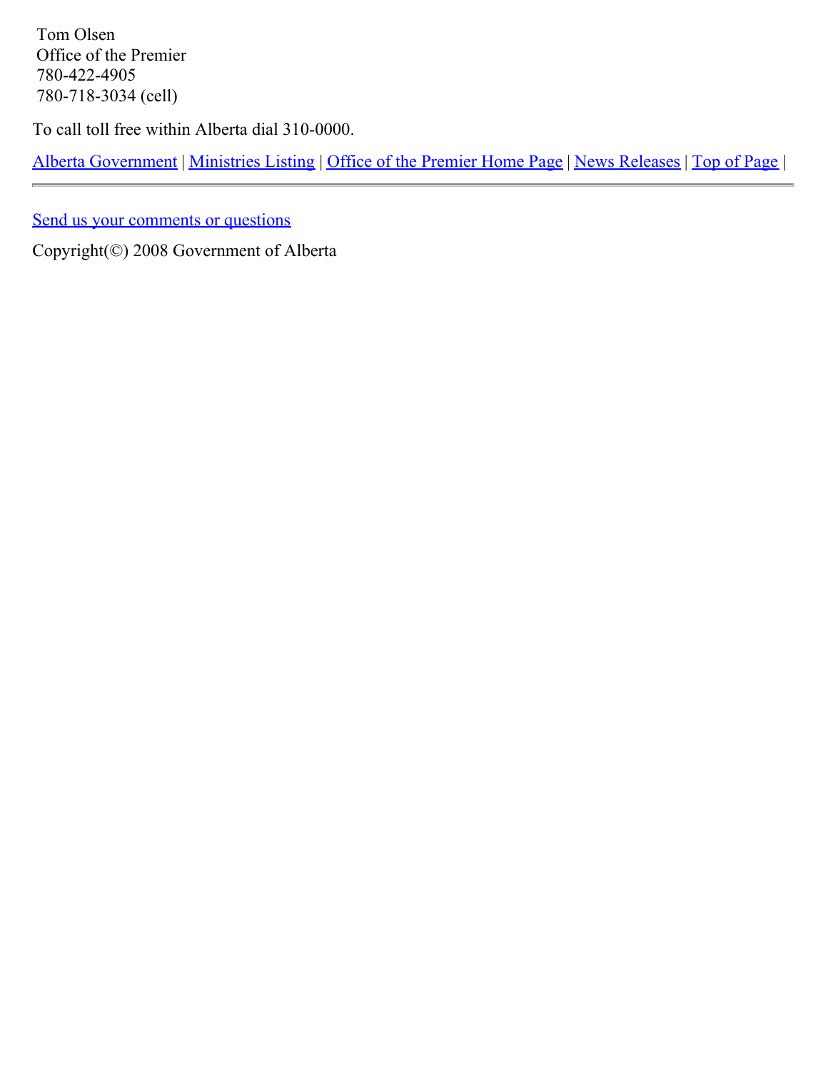Tom Olsen
Office of the Premier
780-422-4905
780-718-3034 (cell)

To call toll free within Alberta dial 310-0000.

Alberta Government | Ministries Listing | Office of the Premier Home Page | News Releases | Top of Page |

---

Send us your comments or questions

Copyright(©) 2008 Government of Alberta